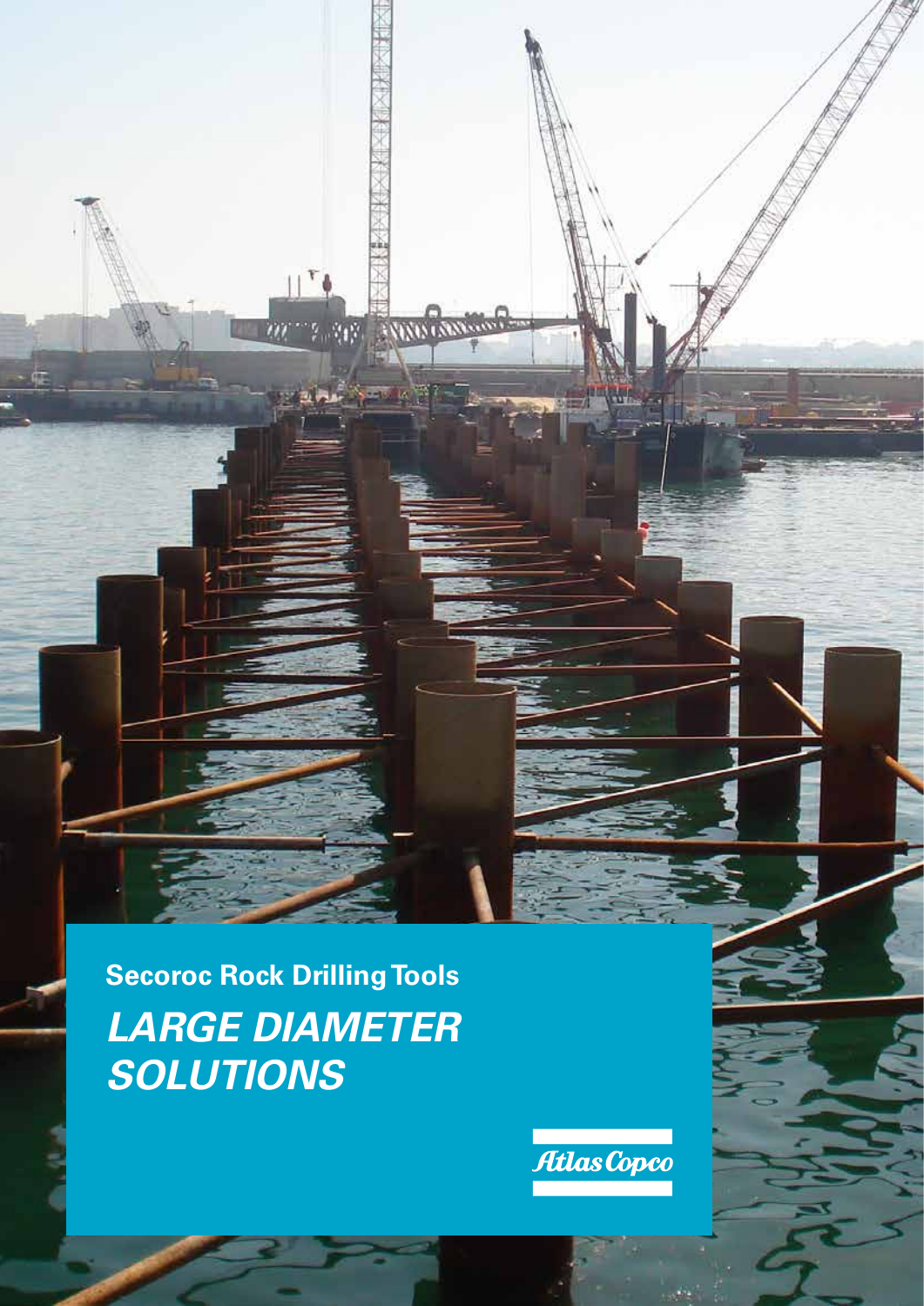**Secoroc Rock Drilling Tools**

# *LARGE DIAMETER SOLUTIONS*

Atlas Copco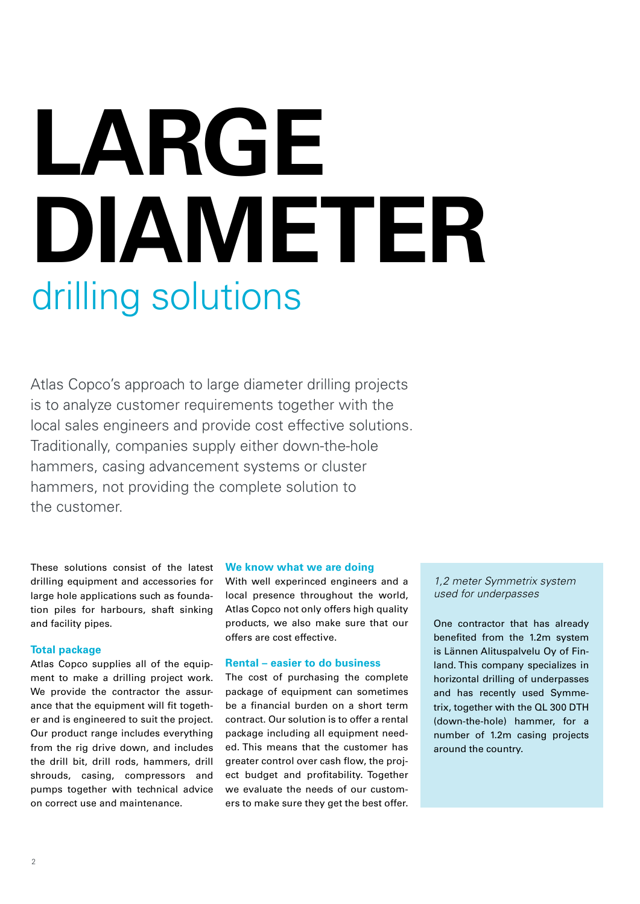# LARGE DIAMETER

## drilling solutions

Atlas Copco's approach to large diameter drilling projects is to analyze customer requirements together with the local sales engineers and provide cost effective solutions. Traditionally, companies supply either down-the-hole hammers, casing advancement systems or cluster hammers, not providing the complete solution to the customer.

These solutions consist of the latest drilling equipment and accessories for large hole applications such as foundation piles for harbours, shaft sinking and facility pipes.

### Total package

Atlas Copco supplies all of the equipment to make a drilling project work. We provide the contractor the assurance that the equipment will fit together and is engineered to suit the project. Our product range includes everything from the rig drive down, and includes the drill bit, drill rods, hammers, drill shrouds, casing, compressors and pumps together with technical advice on correct use and maintenance.

### We know what we are doing

With well experinced engineers and a local presence throughout the world, Atlas Copco not only offers high quality products, we also make sure that our offers are cost effective.

### Rental – easier to do business

The cost of purchasing the complete package of equipment can sometimes be a financial burden on a short term contract. Our solution is to offer a rental package including all equipment needed. This means that the customer has greater control over cash flow, the project budget and profitability. Together we evaluate the needs of our customers to make sure they get the best offer.

*1,2 meter Symmetrix system used for underpasses*

One contractor that has already benefited from the 1.2m system is Lännen Alituspalvelu Oy of Finland. This company specializes in horizontal drilling of underpasses and has recently used Symmetrix, together with the QL 300 DTH (down-the-hole) hammer, for a number of 1.2m casing projects around the country.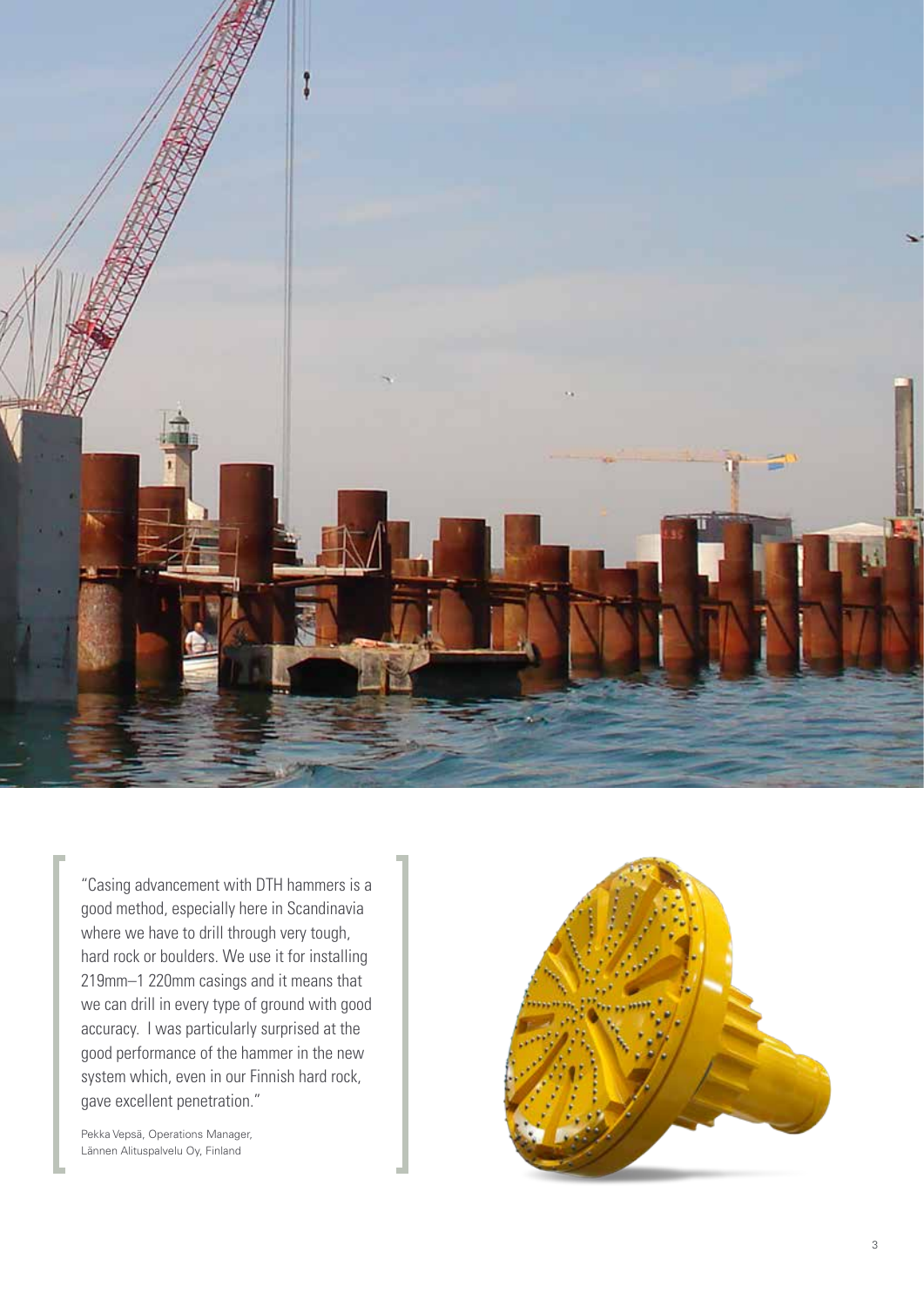"Casing advancement with DTH hammers is a good method, especially here in Scandinavia where we have to drill through very tough, hard rock or boulders. We use it for installing 219mm–1 220mm casings and it means that we can drill in every type of ground with good accuracy. I was particularly surprised at the good performance of the hammer in the new system which, even in our Finnish hard rock, gave excellent penetration."

Pekka Vepsä, Operations Manager,
Lännen Alituspalvelu Oy, Finland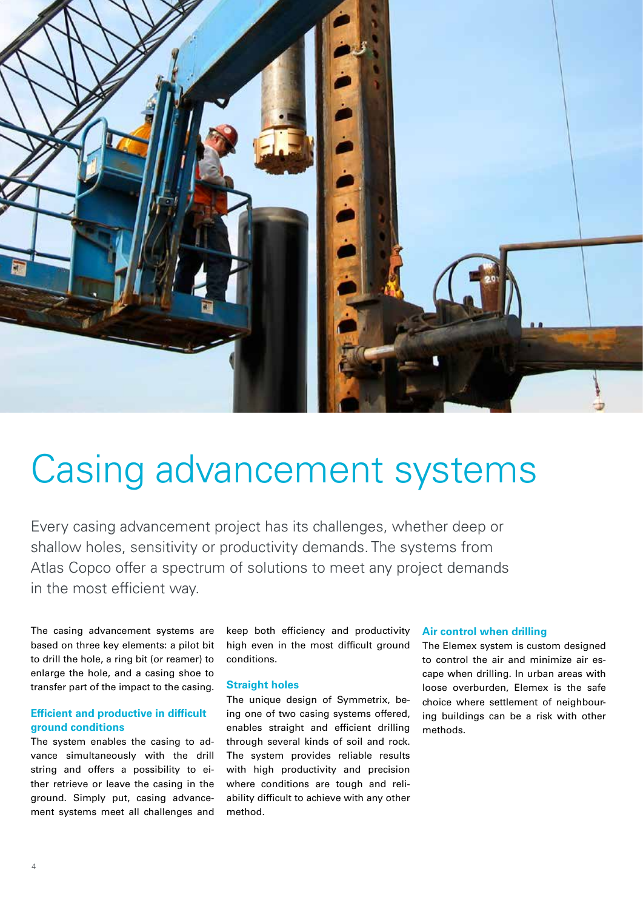# Casing advancement systems

Every casing advancement project has its challenges, whether deep or shallow holes, sensitivity or productivity demands. The systems from Atlas Copco offer a spectrum of solutions to meet any project demands in the most efficient way.

The casing advancement systems are based on three key elements: a pilot bit to drill the hole, a ring bit (or reamer) to enlarge the hole, and a casing shoe to transfer part of the impact to the casing.

### Efficient and productive in difficult ground conditions

The system enables the casing to advance simultaneously with the drill string and offers a possibility to either retrieve or leave the casing in the ground. Simply put, casing advancement systems meet all challenges and keep both efficiency and productivity high even in the most difficult ground conditions.

### Straight holes

The unique design of Symmetrix, being one of two casing systems offered, enables straight and efficient drilling through several kinds of soil and rock. The system provides reliable results with high productivity and precision where conditions are tough and reliability difficult to achieve with any other method.

### Air control when drilling

The Elemex system is custom designed to control the air and minimize air escape when drilling. In urban areas with loose overburden, Elemex is the safe choice where settlement of neighbouring buildings can be a risk with other methods.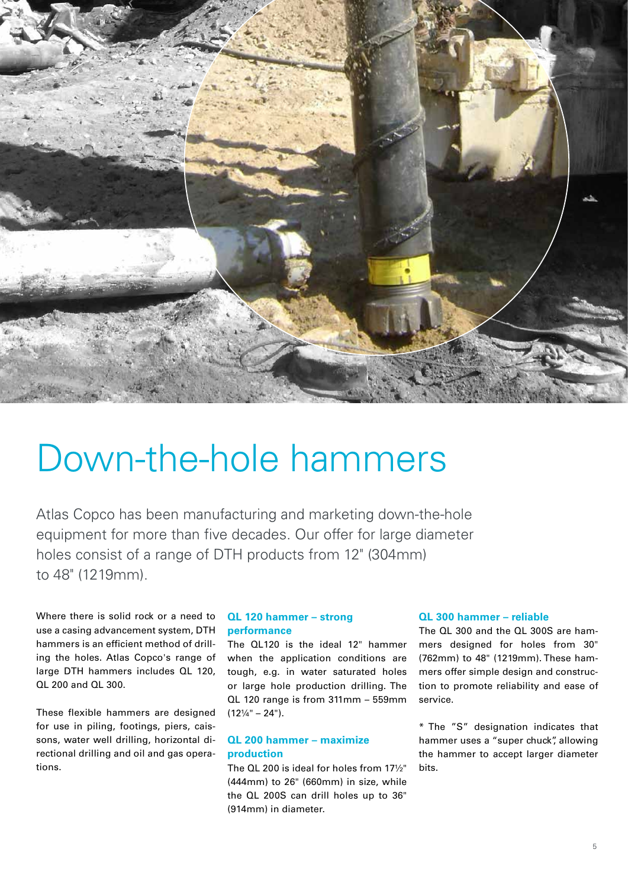# Down-the-hole hammers

Atlas Copco has been manufacturing and marketing down-the-hole equipment for more than five decades. Our offer for large diameter holes consist of a range of DTH products from 12" (304mm) to 48" (1219mm).

Where there is solid rock or a need to use a casing advancement system, DTH hammers is an efficient method of drilling the holes. Atlas Copco's range of large DTH hammers includes QL 120, QL 200 and QL 300.

These flexible hammers are designed for use in piling, footings, piers, caissons, water well drilling, horizontal directional drilling and oil and gas operations.

### QL 120 hammer – strong performance

The QL120 is the ideal 12" hammer when the application conditions are tough, e.g. in water saturated holes or large hole production drilling. The QL 120 range is from 311mm – 559mm (12¼" – 24").

### QL 200 hammer – maximize production

The QL 200 is ideal for holes from 17½" (444mm) to 26" (660mm) in size, while the QL 200S can drill holes up to 36" (914mm) in diameter.

### QL 300 hammer – reliable

The QL 300 and the QL 300S are hammers designed for holes from 30" (762mm) to 48" (1219mm). These hammers offer simple design and construction to promote reliability and ease of service.

* The "S" designation indicates that hammer uses a "super chuck", allowing the hammer to accept larger diameter bits.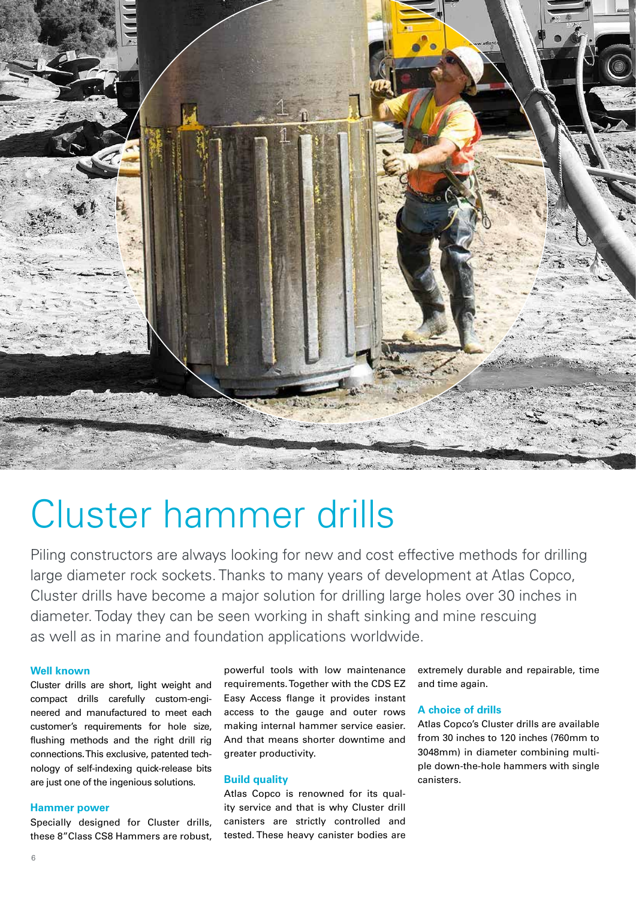# Cluster hammer drills

Piling constructors are always looking for new and cost effective methods for drilling large diameter rock sockets. Thanks to many years of development at Atlas Copco, Cluster drills have become a major solution for drilling large holes over 30 inches in diameter. Today they can be seen working in shaft sinking and mine rescuing as well as in marine and foundation applications worldwide.

### Well known

Cluster drills are short, light weight and compact drills carefully custom-engineered and manufactured to meet each customer's requirements for hole size, flushing methods and the right drill rig connections. This exclusive, patented technology of self-indexing quick-release bits are just one of the ingenious solutions.

### Hammer power

Specially designed for Cluster drills, these 8"Class CS8 Hammers are robust, powerful tools with low maintenance requirements. Together with the CDS EZ Easy Access flange it provides instant access to the gauge and outer rows making internal hammer service easier. And that means shorter downtime and greater productivity.

### Build quality

Atlas Copco is renowned for its quality service and that is why Cluster drill canisters are strictly controlled and tested. These heavy canister bodies are extremely durable and repairable, time and time again.

### A choice of drills

Atlas Copco's Cluster drills are available from 30 inches to 120 inches (760mm to 3048mm) in diameter combining multiple down-the-hole hammers with single canisters.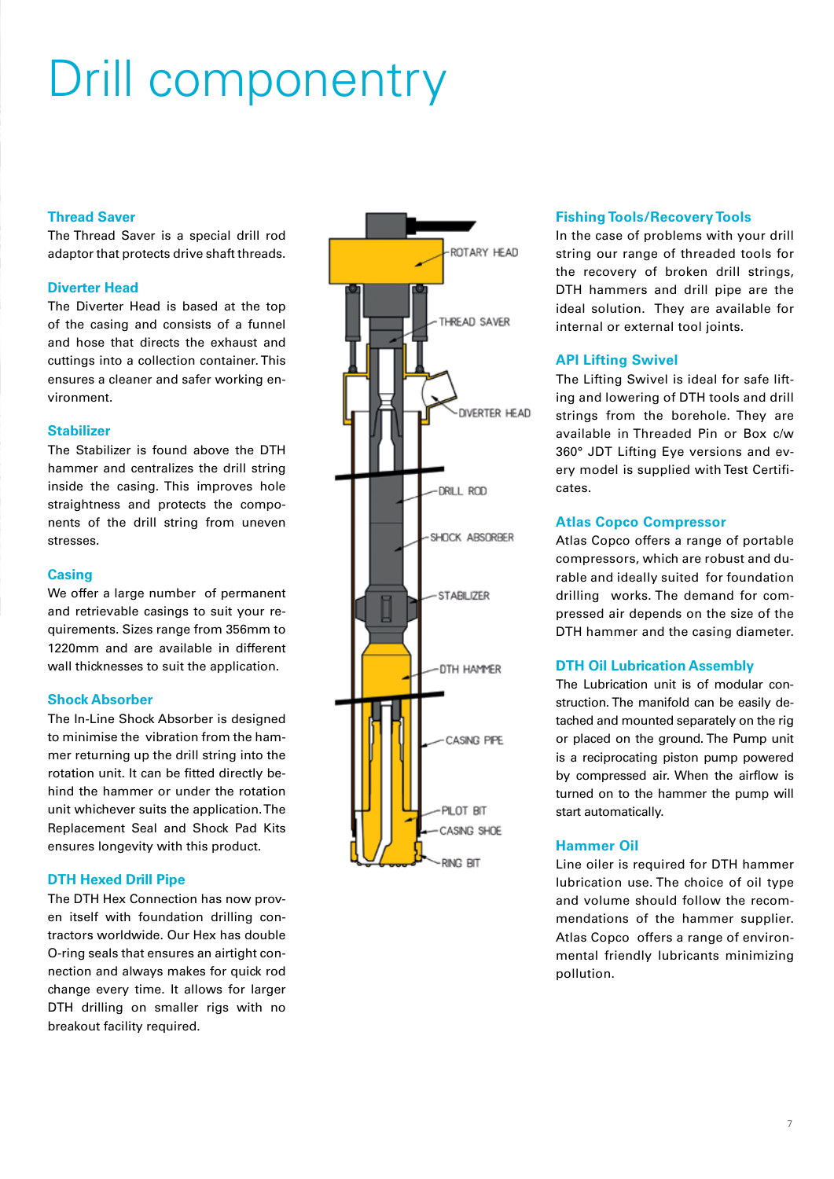# Drill componentry

### Thread Saver

The Thread Saver is a special drill rod adaptor that protects drive shaft threads.

### Diverter Head

The Diverter Head is based at the top of the casing and consists of a funnel and hose that directs the exhaust and cuttings into a collection container. This ensures a cleaner and safer working environment.

### Stabilizer

The Stabilizer is found above the DTH hammer and centralizes the drill string inside the casing. This improves hole straightness and protects the components of the drill string from uneven stresses.

### Casing

We offer a large number of permanent and retrievable casings to suit your requirements. Sizes range from 356mm to 1220mm and are available in different wall thicknesses to suit the application.

### Shock Absorber

The In-Line Shock Absorber is designed to minimise the vibration from the hammer returning up the drill string into the rotation unit. It can be fitted directly behind the hammer or under the rotation unit whichever suits the application. The Replacement Seal and Shock Pad Kits ensures longevity with this product.

### DTH Hexed Drill Pipe

The DTH Hex Connection has now proven itself with foundation drilling contractors worldwide. Our Hex has double O-ring seals that ensures an airtight connection and always makes for quick rod change every time. It allows for larger DTH drilling on smaller rigs with no breakout facility required.

ROTARY HEAD

THREAD SAVER

DIVERTER HEAD

DRILL ROD

SHOCK ABSORBER

STABILIZER

DTH HAMMER

CASING PIPE

PILOT BIT

CASING SHOE

RING BIT

### Fishing Tools/Recovery Tools

In the case of problems with your drill string our range of threaded tools for the recovery of broken drill strings, DTH hammers and drill pipe are the ideal solution. They are available for internal or external tool joints.

### API Lifting Swivel

The Lifting Swivel is ideal for safe lifting and lowering of DTH tools and drill strings from the borehole. They are available in Threaded Pin or Box c/w 360° JDT Lifting Eye versions and every model is supplied with Test Certificates.

### Atlas Copco Compressor

Atlas Copco offers a range of portable compressors, which are robust and durable and ideally suited for foundation drilling works. The demand for compressed air depends on the size of the DTH hammer and the casing diameter.

### DTH Oil Lubrication Assembly

The Lubrication unit is of modular construction. The manifold can be easily detached and mounted separately on the rig or placed on the ground. The Pump unit is a reciprocating piston pump powered by compressed air. When the airflow is turned on to the hammer the pump will start automatically.

### Hammer Oil

Line oiler is required for DTH hammer lubrication use. The choice of oil type and volume should follow the recommendations of the hammer supplier. Atlas Copco offers a range of environmental friendly lubricants minimizing pollution.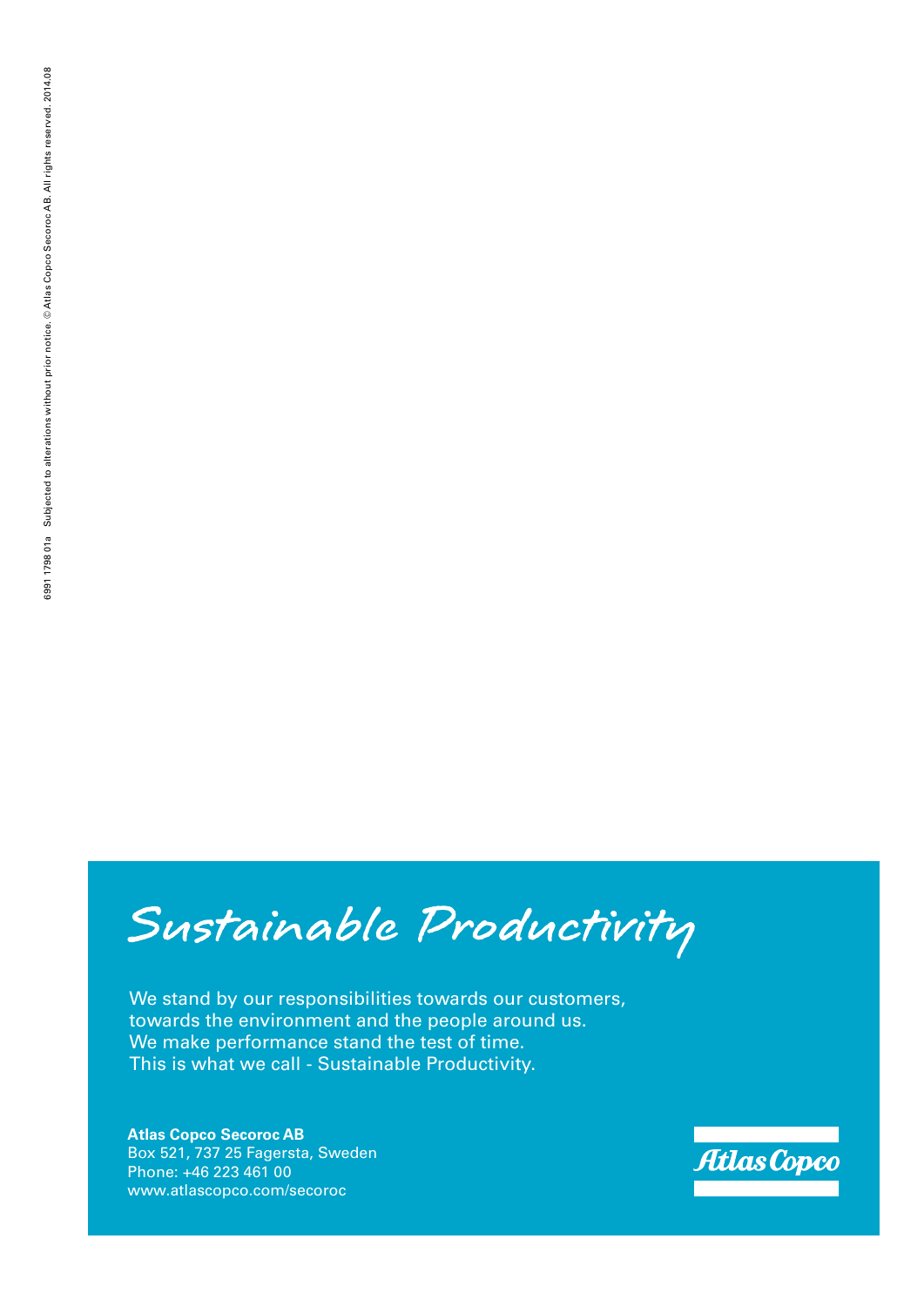6991 1798 01a Subjected to alterations without prior notice. © Atlas Copco Secoroc AB. All rights reserved. 2014.08

# Sustainable Productivity

We stand by our responsibilities towards our customers,
towards the environment and the people around us.
We make performance stand the test of time.
This is what we call - Sustainable Productivity.

**Atlas Copco Secoroc AB**
Box 521, 737 25 Fagersta, Sweden
Phone: +46 223 461 00
www.atlascopco.com/secoroc

Atlas Copco